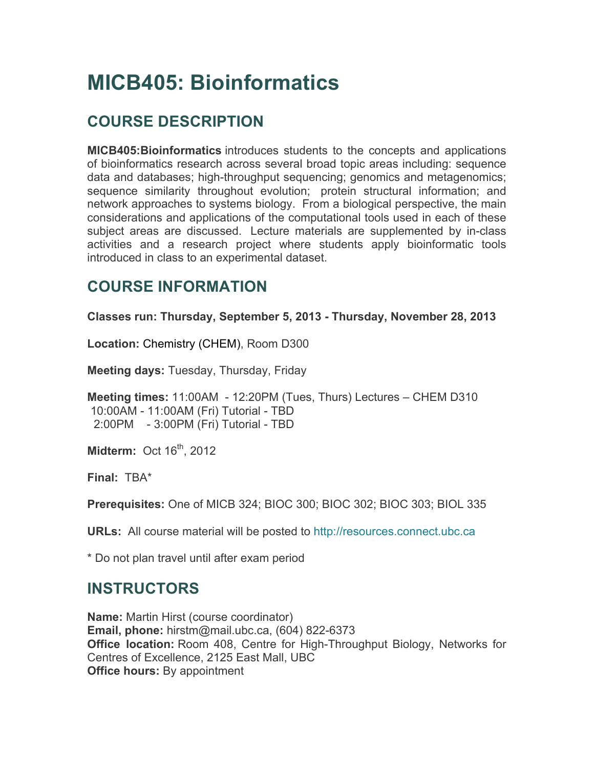# MICB405: Bioinformatics

## COURSE DESCRIPTION

**MICB405:Bioinformatics** introduces students to the concepts and applications of bioinformatics research across several broad topic areas including: sequence data and databases; high-throughput sequencing; genomics and metagenomics; sequence similarity throughout evolution; protein structural information; and network approaches to systems biology. From a biological perspective, the main considerations and applications of the computational tools used in each of these subject areas are discussed. Lecture materials are supplemented by in-class activities and a research project where students apply bioinformatic tools introduced in class to an experimental dataset.

## COURSE INFORMATION

**Classes run: Thursday, September 5, 2013 - Thursday, November 28, 2013**

**Location:** Chemistry (CHEM), Room D300

**Meeting days:** Tuesday, Thursday, Friday

**Meeting times:** 11:00AM - 12:20PM (Tues, Thurs) Lectures – CHEM D310
10:00AM - 11:00AM (Fri) Tutorial - TBD
2:00PM - 3:00PM (Fri) Tutorial - TBD

**Midterm:** Oct 16th, 2012

**Final:** TBA*

**Prerequisites:** One of MICB 324; BIOC 300; BIOC 302; BIOC 303; BIOL 335

**URLs:** All course material will be posted to http://resources.connect.ubc.ca

* Do not plan travel until after exam period

## INSTRUCTORS

**Name:** Martin Hirst (course coordinator)
**Email, phone:** hirstm@mail.ubc.ca, (604) 822-6373
**Office location:** Room 408, Centre for High-Throughput Biology, Networks for Centres of Excellence, 2125 East Mall, UBC
**Office hours:** By appointment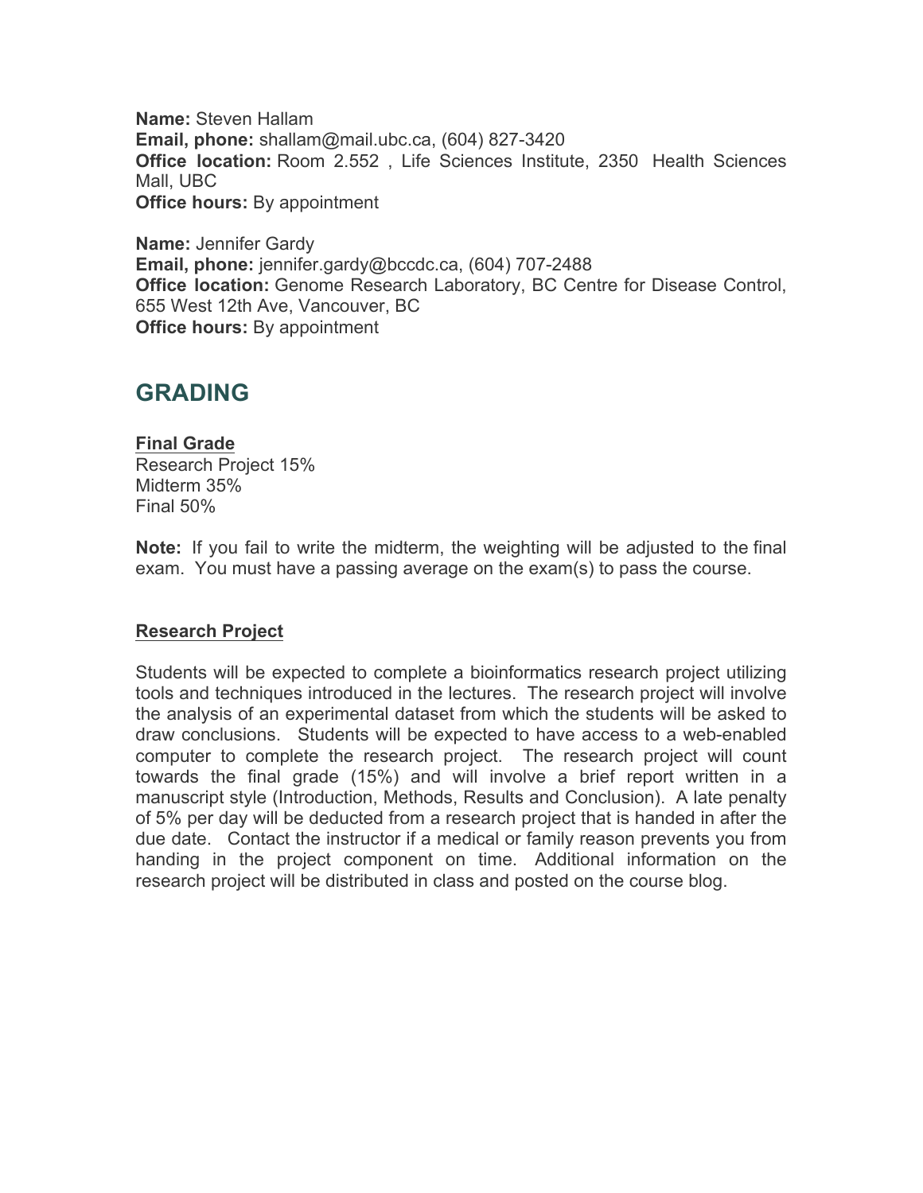**Name:** Steven Hallam
**Email, phone:** shallam@mail.ubc.ca, (604) 827-3420
**Office location:** Room 2.552 , Life Sciences Institute, 2350 Health Sciences Mall, UBC
**Office hours:** By appointment

**Name:** Jennifer Gardy
**Email, phone:** jennifer.gardy@bccdc.ca, (604) 707-2488
**Office location:** Genome Research Laboratory, BC Centre for Disease Control, 655 West 12th Ave, Vancouver, BC
**Office hours:** By appointment

## GRADING

### Final Grade

Research Project 15%
Midterm 35%
Final 50%

**Note:** If you fail to write the midterm, the weighting will be adjusted to the final exam. You must have a passing average on the exam(s) to pass the course.

### Research Project

Students will be expected to complete a bioinformatics research project utilizing tools and techniques introduced in the lectures. The research project will involve the analysis of an experimental dataset from which the students will be asked to draw conclusions. Students will be expected to have access to a web-enabled computer to complete the research project. The research project will count towards the final grade (15%) and will involve a brief report written in a manuscript style (Introduction, Methods, Results and Conclusion). A late penalty of 5% per day will be deducted from a research project that is handed in after the due date. Contact the instructor if a medical or family reason prevents you from handing in the project component on time. Additional information on the research project will be distributed in class and posted on the course blog.